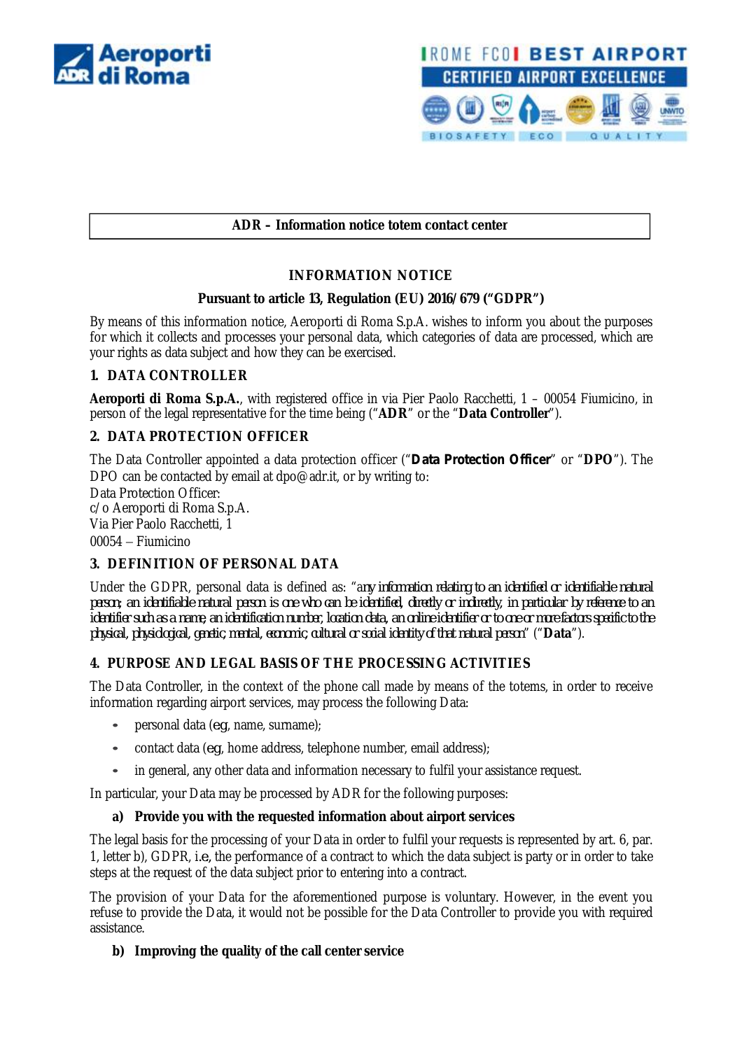**ADR – Information notice totem contact center**

# INFORMATION NOTICE

**Pursuant to article 13, Regulation (EU) 2016/679 ("GDPR")**

By means of this information notice, Aeroporti di Roma S.p.A. wishes to inform you about the purposes for which it collects and processes your personal data, which categories of data are processed, which are your rights as data subject and how they can be exercised.

## 1. DATA CONTROLLER

**Aeroporti di Roma S.p.A.**, with registered office in via Pier Paolo Racchetti, 1 – 00054 Fiumicino, in person of the legal representative for the time being ("**ADR**" or the "**Data Controller**").

## 2. DATA PROTECTION OFFICER

The Data Controller appointed a data protection officer ("**Data Protection Officer**" or "**DPO**"). The DPO can be contacted by email at dpo@adr.it, or by writing to:
Data Protection Officer:
c/o Aeroporti di Roma S.p.A.
Via Pier Paolo Racchetti, 1
00054 – Fiumicino

## 3. DEFINITION OF PERSONAL DATA

Under the GDPR, personal data is defined as: "*any information relating to an identified or identifiable natural person; an identifiable natural person is one who can be identified, directly or indirectly, in particular by reference to an identifier such as a name, an identification number, location data, an online identifier or to one or more factors specific to the physical, physiological, genetic, mental, economic, cultural or social identity of that natural person*" ("**Data**").

## 4. PURPOSE AND LEGAL BASIS OF THE PROCESSING ACTIVITIES

The Data Controller, in the context of the phone call made by means of the totems, in order to receive information regarding airport services, may process the following Data:

- personal data (eg, name, surname);
- contact data (eg, home address, telephone number, email address);
- in general, any other data and information necessary to fulfil your assistance request.

In particular, your Data may be processed by ADR for the following purposes:

**a) Provide you with the requested information about airport services**

The legal basis for the processing of your Data in order to fulfil your requests is represented by art. 6, par. 1, letter b), GDPR, i.e., the performance of a contract to which the data subject is party or in order to take steps at the request of the data subject prior to entering into a contract.

The provision of your Data for the aforementioned purpose is voluntary. However, in the event you refuse to provide the Data, it would not be possible for the Data Controller to provide you with required assistance.

**b) Improving the quality of the call center service**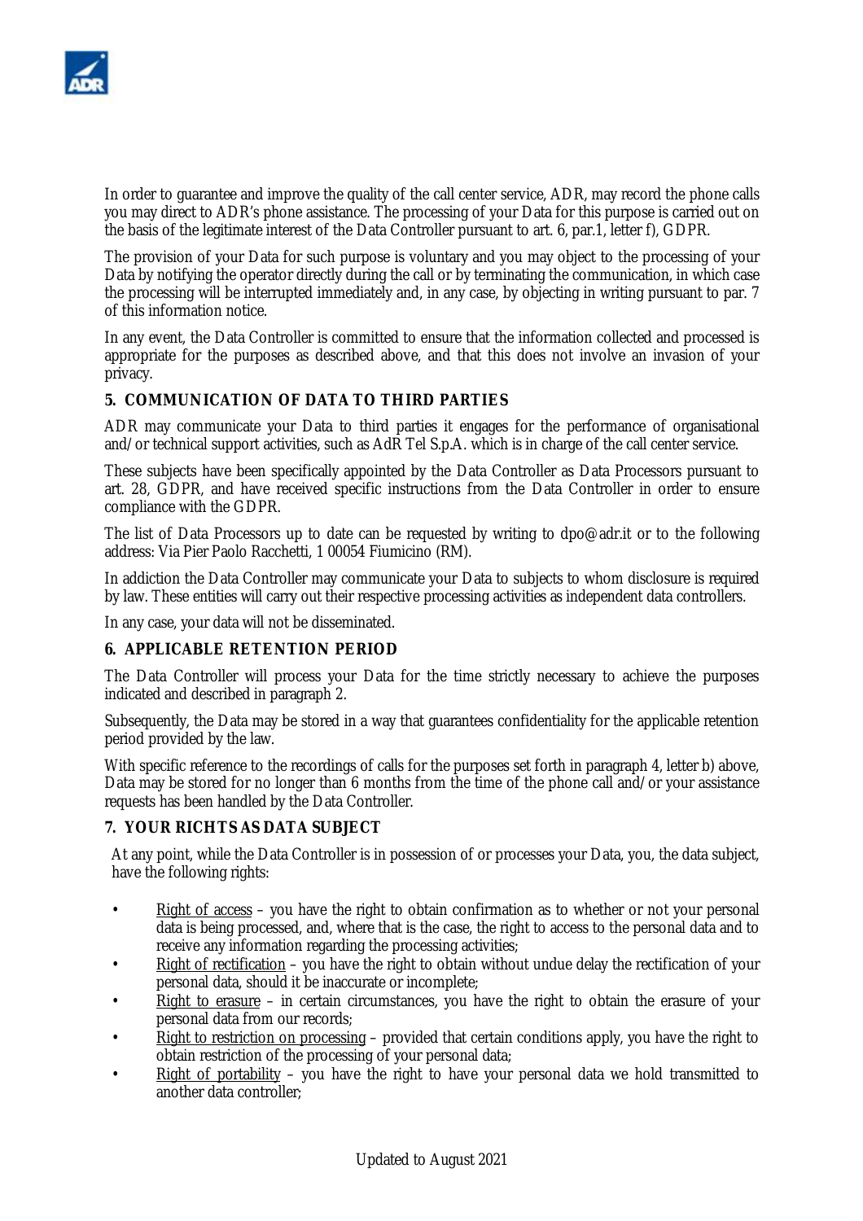In order to guarantee and improve the quality of the call center service, ADR, may record the phone calls you may direct to ADR's phone assistance. The processing of your Data for this purpose is carried out on the basis of the legitimate interest of the Data Controller pursuant to art. 6, par.1, letter f), GDPR.

The provision of your Data for such purpose is voluntary and you may object to the processing of your Data by notifying the operator directly during the call or by terminating the communication, in which case the processing will be interrupted immediately and, in any case, by objecting in writing pursuant to par. 7 of this information notice.

In any event, the Data Controller is committed to ensure that the information collected and processed is appropriate for the purposes as described above, and that this does not involve an invasion of your privacy.

## 5. COMMUNICATION OF DATA TO THIRD PARTIES

ADR may communicate your Data to third parties it engages for the performance of organisational and/or technical support activities, such as AdR Tel S.p.A. which is in charge of the call center service.

These subjects have been specifically appointed by the Data Controller as Data Processors pursuant to art. 28, GDPR, and have received specific instructions from the Data Controller in order to ensure compliance with the GDPR.

The list of Data Processors up to date can be requested by writing to dpo@adr.it or to the following address: Via Pier Paolo Racchetti, 1 00054 Fiumicino (RM).

In addiction the Data Controller may communicate your Data to subjects to whom disclosure is required by law. These entities will carry out their respective processing activities as independent data controllers.

In any case, your data will not be disseminated.

## 6. APPLICABLE RETENTION PERIOD

The Data Controller will process your Data for the time strictly necessary to achieve the purposes indicated and described in paragraph 2.

Subsequently, the Data may be stored in a way that guarantees confidentiality for the applicable retention period provided by the law.

With specific reference to the recordings of calls for the purposes set forth in paragraph 4, letter b) above, Data may be stored for no longer than 6 months from the time of the phone call and/or your assistance requests has been handled by the Data Controller.

## 7. YOUR RICHTS AS DATA SUBJECT

At any point, while the Data Controller is in possession of or processes your Data, you, the data subject, have the following rights:

- Right of access – you have the right to obtain confirmation as to whether or not your personal data is being processed, and, where that is the case, the right to access to the personal data and to receive any information regarding the processing activities;
- Right of rectification – you have the right to obtain without undue delay the rectification of your personal data, should it be inaccurate or incomplete;
- Right to erasure – in certain circumstances, you have the right to obtain the erasure of your personal data from our records;
- Right to restriction on processing – provided that certain conditions apply, you have the right to obtain restriction of the processing of your personal data;
- Right of portability – you have the right to have your personal data we hold transmitted to another data controller;

Updated to August 2021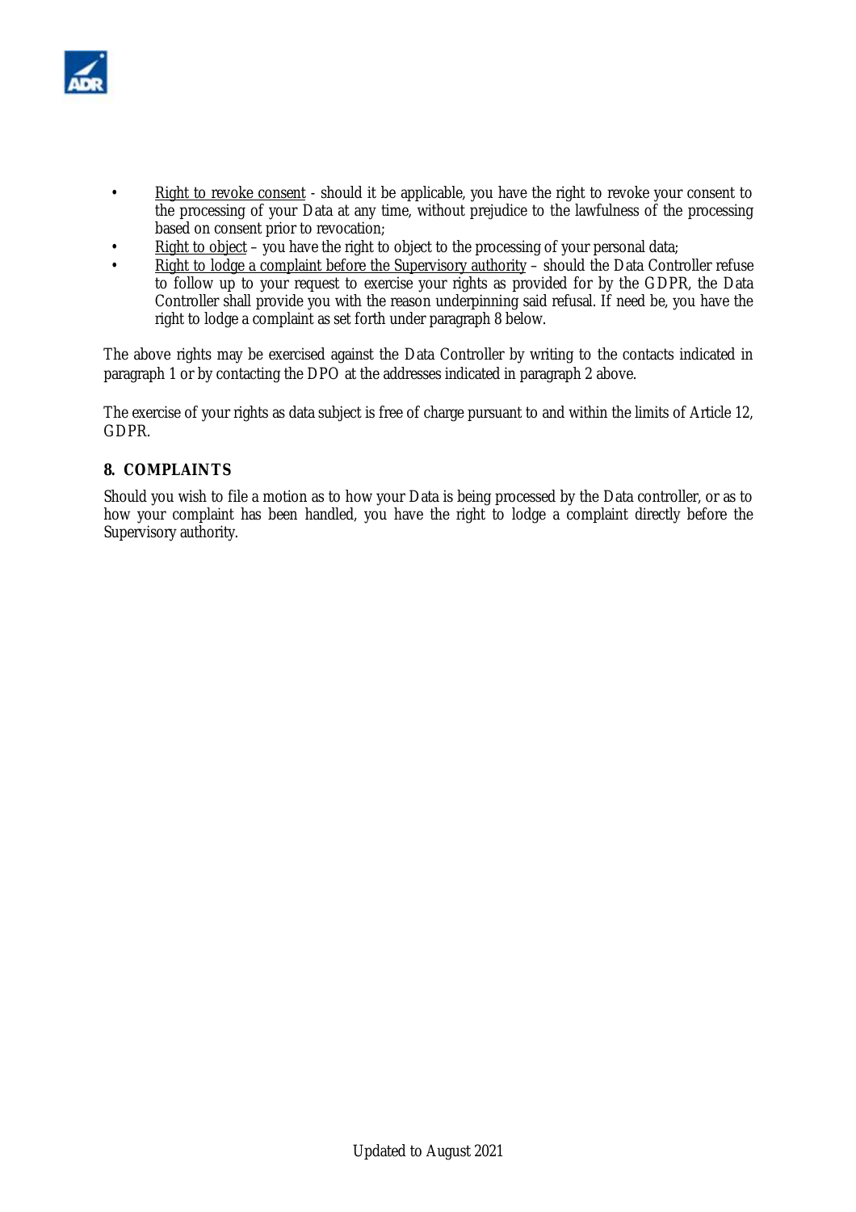- Right to revoke consent - should it be applicable, you have the right to revoke your consent to the processing of your Data at any time, without prejudice to the lawfulness of the processing based on consent prior to revocation;
- Right to object – you have the right to object to the processing of your personal data;
- Right to lodge a complaint before the Supervisory authority – should the Data Controller refuse to follow up to your request to exercise your rights as provided for by the GDPR, the Data Controller shall provide you with the reason underpinning said refusal. If need be, you have the right to lodge a complaint as set forth under paragraph 8 below.

The above rights may be exercised against the Data Controller by writing to the contacts indicated in paragraph 1 or by contacting the DPO at the addresses indicated in paragraph 2 above.

The exercise of your rights as data subject is free of charge pursuant to and within the limits of Article 12, GDPR.

## 8. COMPLAINTS

Should you wish to file a motion as to how your Data is being processed by the Data controller, or as to how your complaint has been handled, you have the right to lodge a complaint directly before the Supervisory authority.

Updated to August 2021